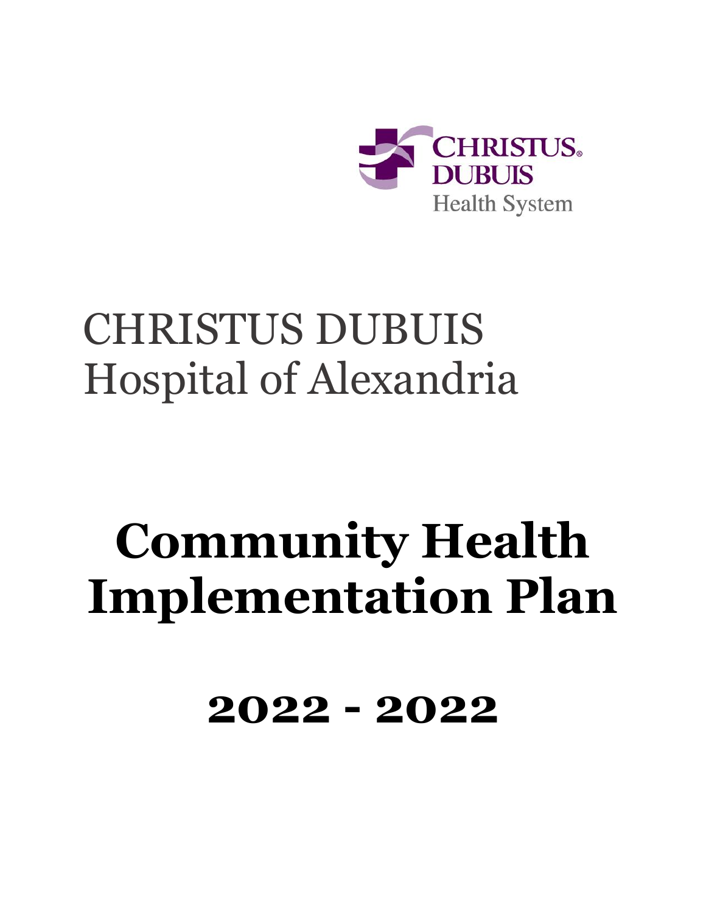CHRISTUS DUBUIS
Health System

# CHRISTUS DUBUIS Hospital of Alexandria

# Community Health Implementation Plan

## 2022 - 2022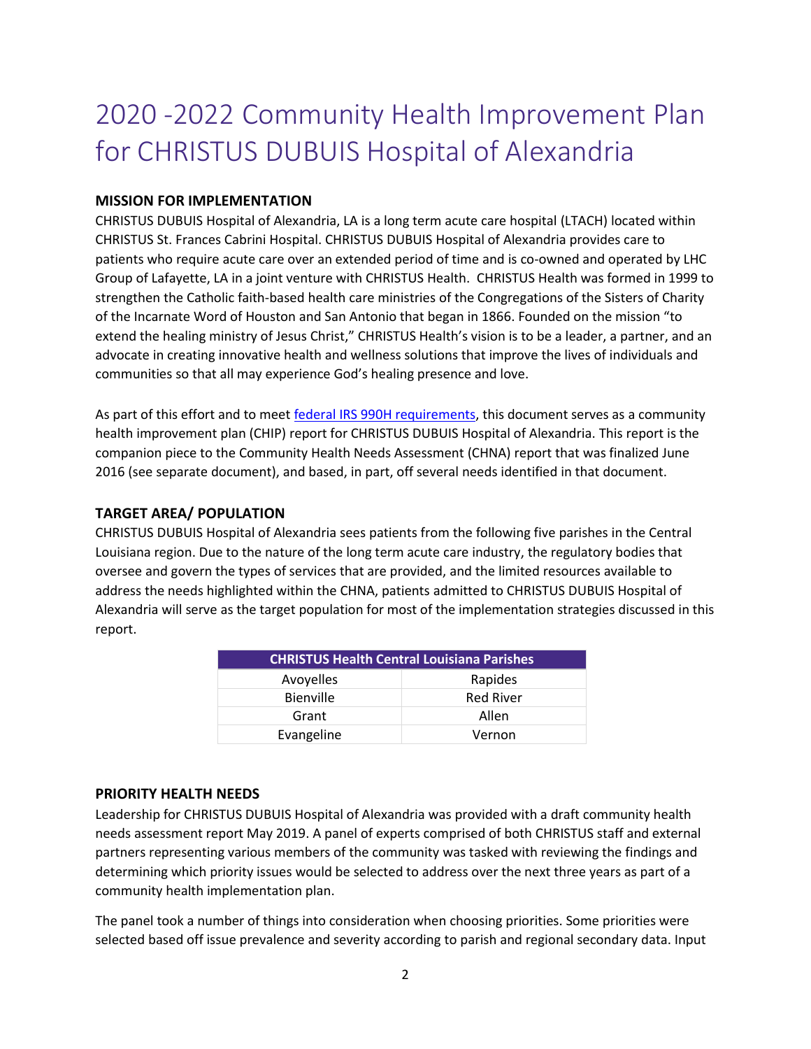# 2020 -2022 Community Health Improvement Plan for CHRISTUS DUBUIS Hospital of Alexandria

### MISSION FOR IMPLEMENTATION

CHRISTUS DUBUIS Hospital of Alexandria, LA is a long term acute care hospital (LTACH) located within CHRISTUS St. Frances Cabrini Hospital. CHRISTUS DUBUIS Hospital of Alexandria provides care to patients who require acute care over an extended period of time and is co-owned and operated by LHC Group of Lafayette, LA in a joint venture with CHRISTUS Health. CHRISTUS Health was formed in 1999 to strengthen the Catholic faith-based health care ministries of the Congregations of the Sisters of Charity of the Incarnate Word of Houston and San Antonio that began in 1866. Founded on the mission "to extend the healing ministry of Jesus Christ," CHRISTUS Health's vision is to be a leader, a partner, and an advocate in creating innovative health and wellness solutions that improve the lives of individuals and communities so that all may experience God's healing presence and love.

As part of this effort and to meet federal IRS 990H requirements, this document serves as a community health improvement plan (CHIP) report for CHRISTUS DUBUIS Hospital of Alexandria. This report is the companion piece to the Community Health Needs Assessment (CHNA) report that was finalized June 2016 (see separate document), and based, in part, off several needs identified in that document.

### TARGET AREA/ POPULATION

CHRISTUS DUBUIS Hospital of Alexandria sees patients from the following five parishes in the Central Louisiana region. Due to the nature of the long term acute care industry, the regulatory bodies that oversee and govern the types of services that are provided, and the limited resources available to address the needs highlighted within the CHNA, patients admitted to CHRISTUS DUBUIS Hospital of Alexandria will serve as the target population for most of the implementation strategies discussed in this report.

| CHRISTUS Health Central Louisiana Parishes | |
|---|---|
| Avoyelles | Rapides |
| Bienville | Red River |
| Grant | Allen |
| Evangeline | Vernon |

### PRIORITY HEALTH NEEDS

Leadership for CHRISTUS DUBUIS Hospital of Alexandria was provided with a draft community health needs assessment report May 2019. A panel of experts comprised of both CHRISTUS staff and external partners representing various members of the community was tasked with reviewing the findings and determining which priority issues would be selected to address over the next three years as part of a community health implementation plan.

The panel took a number of things into consideration when choosing priorities. Some priorities were selected based off issue prevalence and severity according to parish and regional secondary data. Input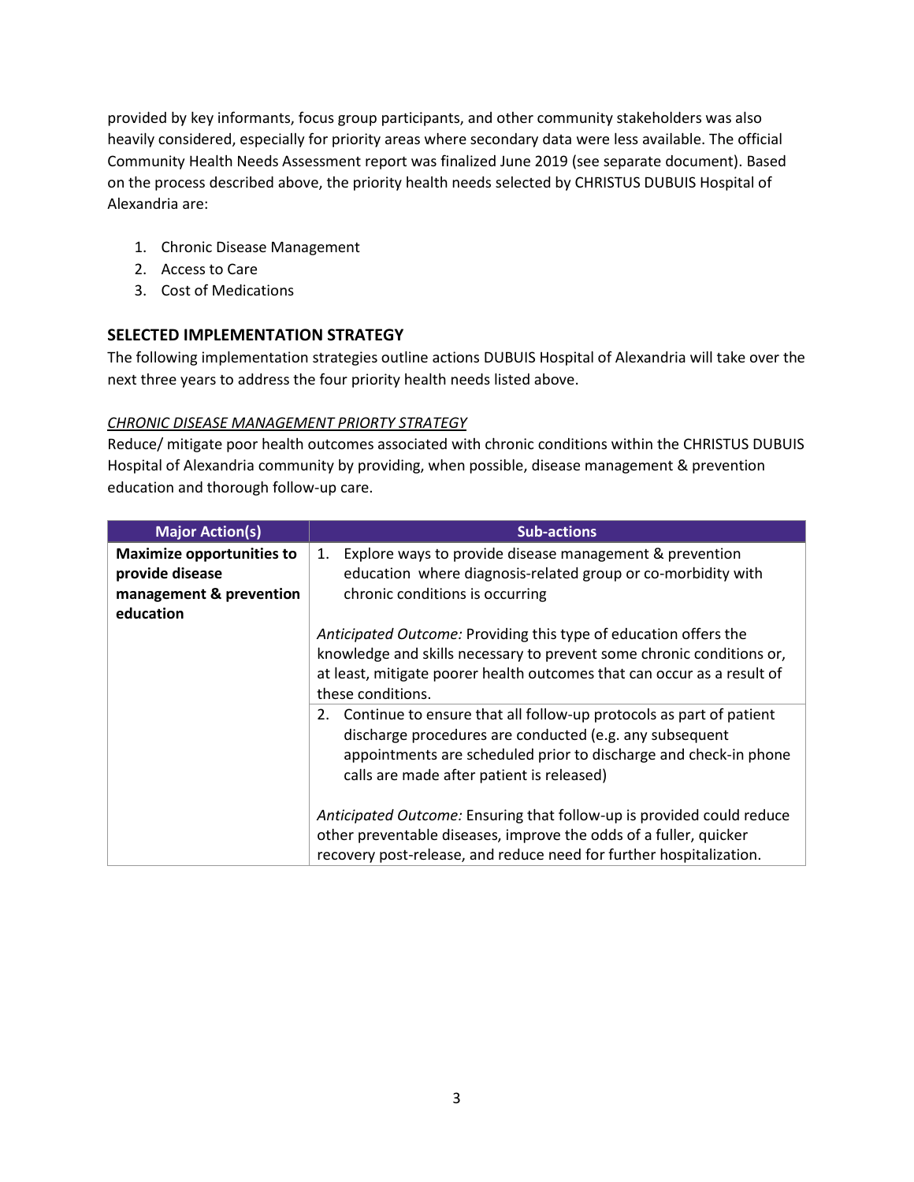provided by key informants, focus group participants, and other community stakeholders was also heavily considered, especially for priority areas where secondary data were less available. The official Community Health Needs Assessment report was finalized June 2019 (see separate document). Based on the process described above, the priority health needs selected by CHRISTUS DUBUIS Hospital of Alexandria are:

1. Chronic Disease Management
2. Access to Care
3. Cost of Medications

## SELECTED IMPLEMENTATION STRATEGY

The following implementation strategies outline actions DUBUIS Hospital of Alexandria will take over the next three years to address the four priority health needs listed above.

### _CHRONIC DISEASE MANAGEMENT PRIORTY STRATEGY_

Reduce/ mitigate poor health outcomes associated with chronic conditions within the CHRISTUS DUBUIS Hospital of Alexandria community by providing, when possible, disease management & prevention education and thorough follow-up care.

| Major Action(s) | Sub-actions |
|---|---|
| **Maximize opportunities to provide disease management & prevention education** | 1. Explore ways to provide disease management & prevention education where diagnosis-related group or co-morbidity with chronic conditions is occurring<br><br>*Anticipated Outcome:* Providing this type of education offers the knowledge and skills necessary to prevent some chronic conditions or, at least, mitigate poorer health outcomes that can occur as a result of these conditions. |
| | 2. Continue to ensure that all follow-up protocols as part of patient discharge procedures are conducted (e.g. any subsequent appointments are scheduled prior to discharge and check-in phone calls are made after patient is released)<br><br>*Anticipated Outcome:* Ensuring that follow-up is provided could reduce other preventable diseases, improve the odds of a fuller, quicker recovery post-release, and reduce need for further hospitalization. |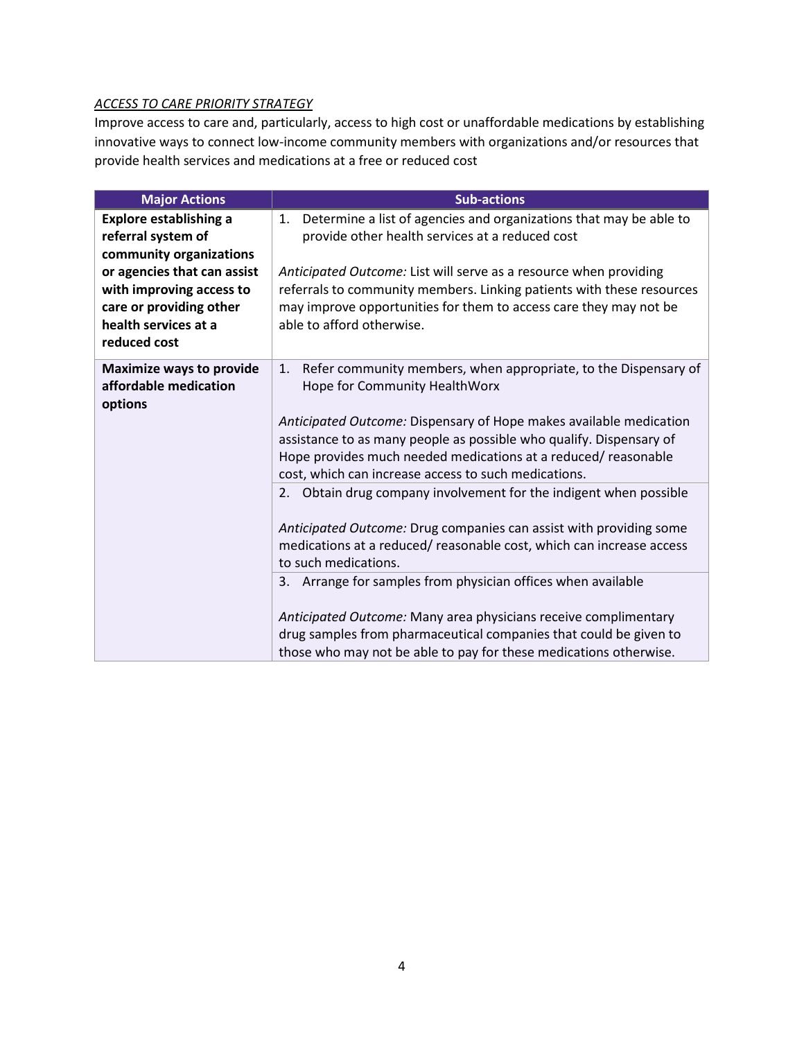*ACCESS TO CARE PRIORITY STRATEGY*

Improve access to care and, particularly, access to high cost or unaffordable medications by establishing innovative ways to connect low-income community members with organizations and/or resources that provide health services and medications at a free or reduced cost

| Major Actions | Sub-actions |
|---|---|
| **Explore establishing a referral system of community organizations or agencies that can assist with improving access to care or providing other health services at a reduced cost** | 1. Determine a list of agencies and organizations that may be able to provide other health services at a reduced cost<br><br>*Anticipated Outcome:* List will serve as a resource when providing referrals to community members. Linking patients with these resources may improve opportunities for them to access care they may not be able to afford otherwise. |
| **Maximize ways to provide affordable medication options** | 1. Refer community members, when appropriate, to the Dispensary of Hope for Community HealthWorx<br><br>*Anticipated Outcome:* Dispensary of Hope makes available medication assistance to as many people as possible who qualify. Dispensary of Hope provides much needed medications at a reduced/ reasonable cost, which can increase access to such medications. |
| | 2. Obtain drug company involvement for the indigent when possible<br><br>*Anticipated Outcome:* Drug companies can assist with providing some medications at a reduced/ reasonable cost, which can increase access to such medications. |
| | 3. Arrange for samples from physician offices when available<br><br>*Anticipated Outcome:* Many area physicians receive complimentary drug samples from pharmaceutical companies that could be given to those who may not be able to pay for these medications otherwise. |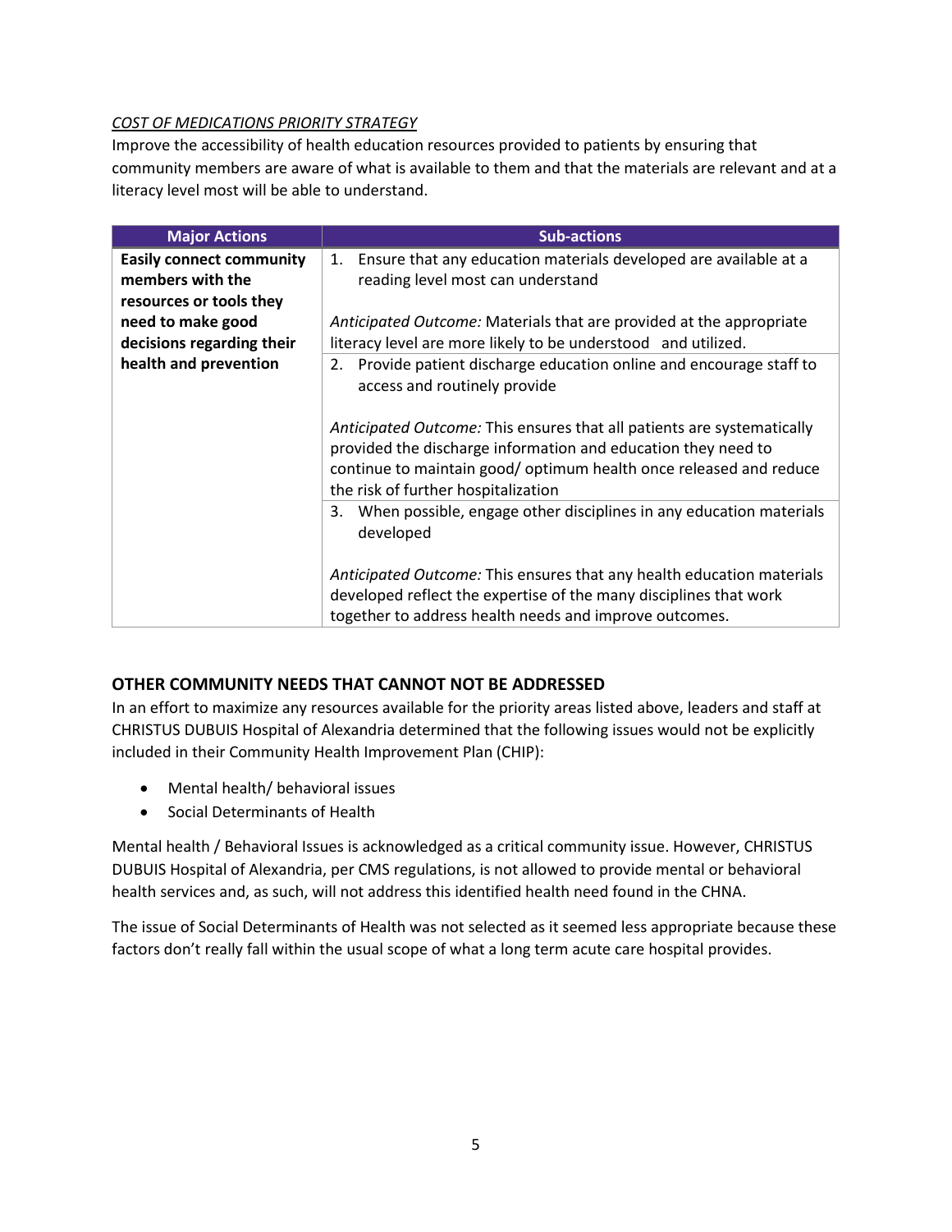*COST OF MEDICATIONS PRIORITY STRATEGY*

Improve the accessibility of health education resources provided to patients by ensuring that community members are aware of what is available to them and that the materials are relevant and at a literacy level most will be able to understand.

| Major Actions | Sub-actions |
|---|---|
| **Easily connect community members with the resources or tools they need to make good decisions regarding their health and prevention** | 1. Ensure that any education materials developed are available at a reading level most can understand<br><br>*Anticipated Outcome:* Materials that are provided at the appropriate literacy level are more likely to be understood and utilized. |
| | 2. Provide patient discharge education online and encourage staff to access and routinely provide<br><br>*Anticipated Outcome:* This ensures that all patients are systematically provided the discharge information and education they need to continue to maintain good/ optimum health once released and reduce the risk of further hospitalization |
| | 3. When possible, engage other disciplines in any education materials developed<br><br>*Anticipated Outcome:* This ensures that any health education materials developed reflect the expertise of the many disciplines that work together to address health needs and improve outcomes. |

## OTHER COMMUNITY NEEDS THAT CANNOT NOT BE ADDRESSED

In an effort to maximize any resources available for the priority areas listed above, leaders and staff at CHRISTUS DUBUIS Hospital of Alexandria determined that the following issues would not be explicitly included in their Community Health Improvement Plan (CHIP):

- Mental health/ behavioral issues
- Social Determinants of Health

Mental health / Behavioral Issues is acknowledged as a critical community issue. However, CHRISTUS DUBUIS Hospital of Alexandria, per CMS regulations, is not allowed to provide mental or behavioral health services and, as such, will not address this identified health need found in the CHNA.

The issue of Social Determinants of Health was not selected as it seemed less appropriate because these factors don't really fall within the usual scope of what a long term acute care hospital provides.